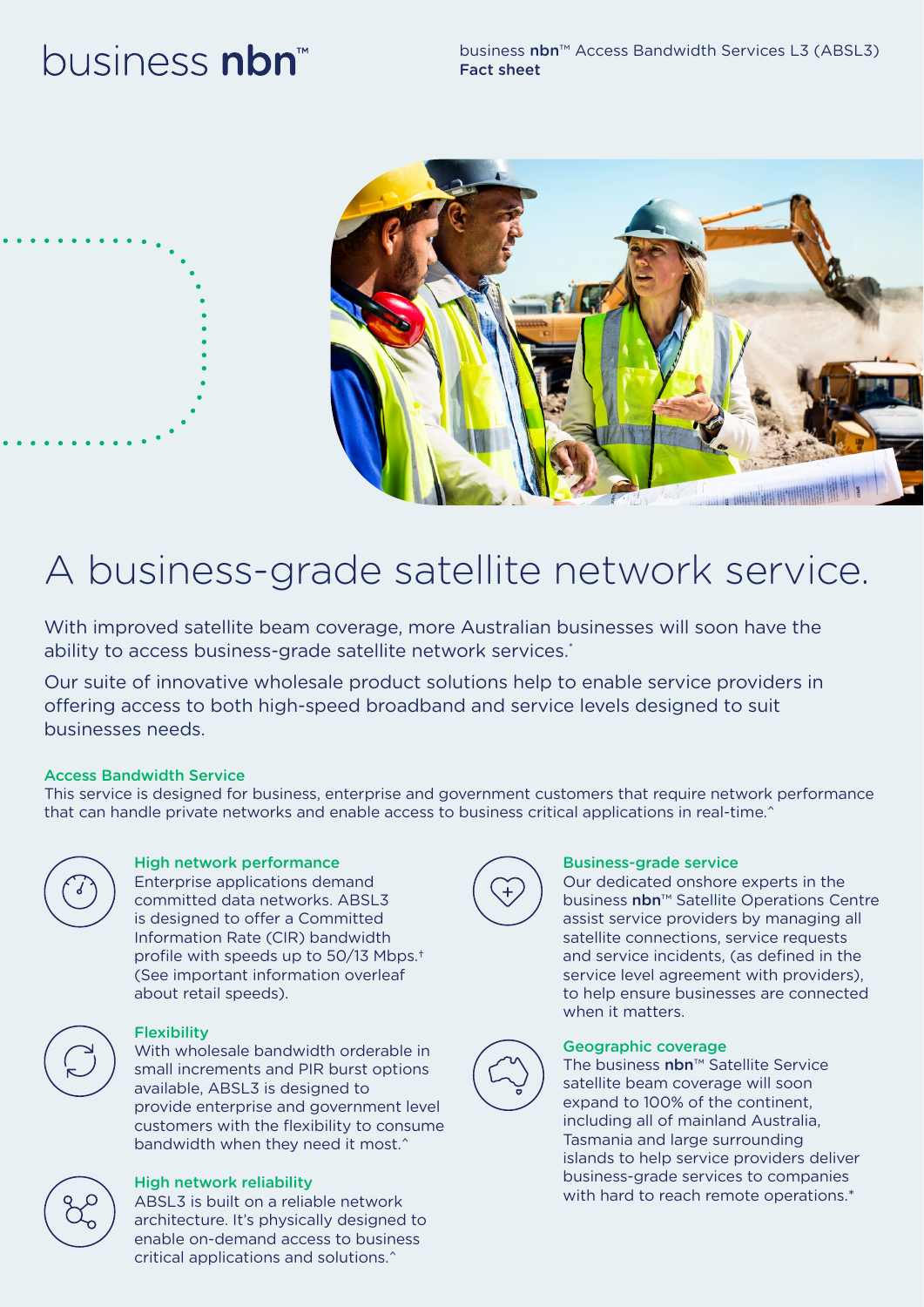business nbn™

business nbn™ Access Bandwidth Services L3 (ABSL3)
**Fact sheet**

# A business-grade satellite network service.

With improved satellite beam coverage, more Australian businesses will soon have the ability to access business-grade satellite network services.*

Our suite of innovative wholesale product solutions help to enable service providers in offering access to both high-speed broadband and service levels designed to suit businesses needs.

### Access Bandwidth Service

This service is designed for business, enterprise and government customers that require network performance that can handle private networks and enable access to business critical applications in real-time.^

#### High network performance

Enterprise applications demand committed data networks. ABSL3 is designed to offer a Committed Information Rate (CIR) bandwidth profile with speeds up to 50/13 Mbps.† (See important information overleaf about retail speeds).

#### Flexibility

With wholesale bandwidth orderable in small increments and PIR burst options available, ABSL3 is designed to provide enterprise and government level customers with the flexibility to consume bandwidth when they need it most.^

#### High network reliability

ABSL3 is built on a reliable network architecture. It's physically designed to enable on-demand access to business critical applications and solutions.^

#### Business-grade service

Our dedicated onshore experts in the business **nbn**™ Satellite Operations Centre assist service providers by managing all satellite connections, service requests and service incidents, (as defined in the service level agreement with providers), to help ensure businesses are connected when it matters.

#### Geographic coverage

The business **nbn**™ Satellite Service satellite beam coverage will soon expand to 100% of the continent, including all of mainland Australia, Tasmania and large surrounding islands to help service providers deliver business-grade services to companies with hard to reach remote operations.*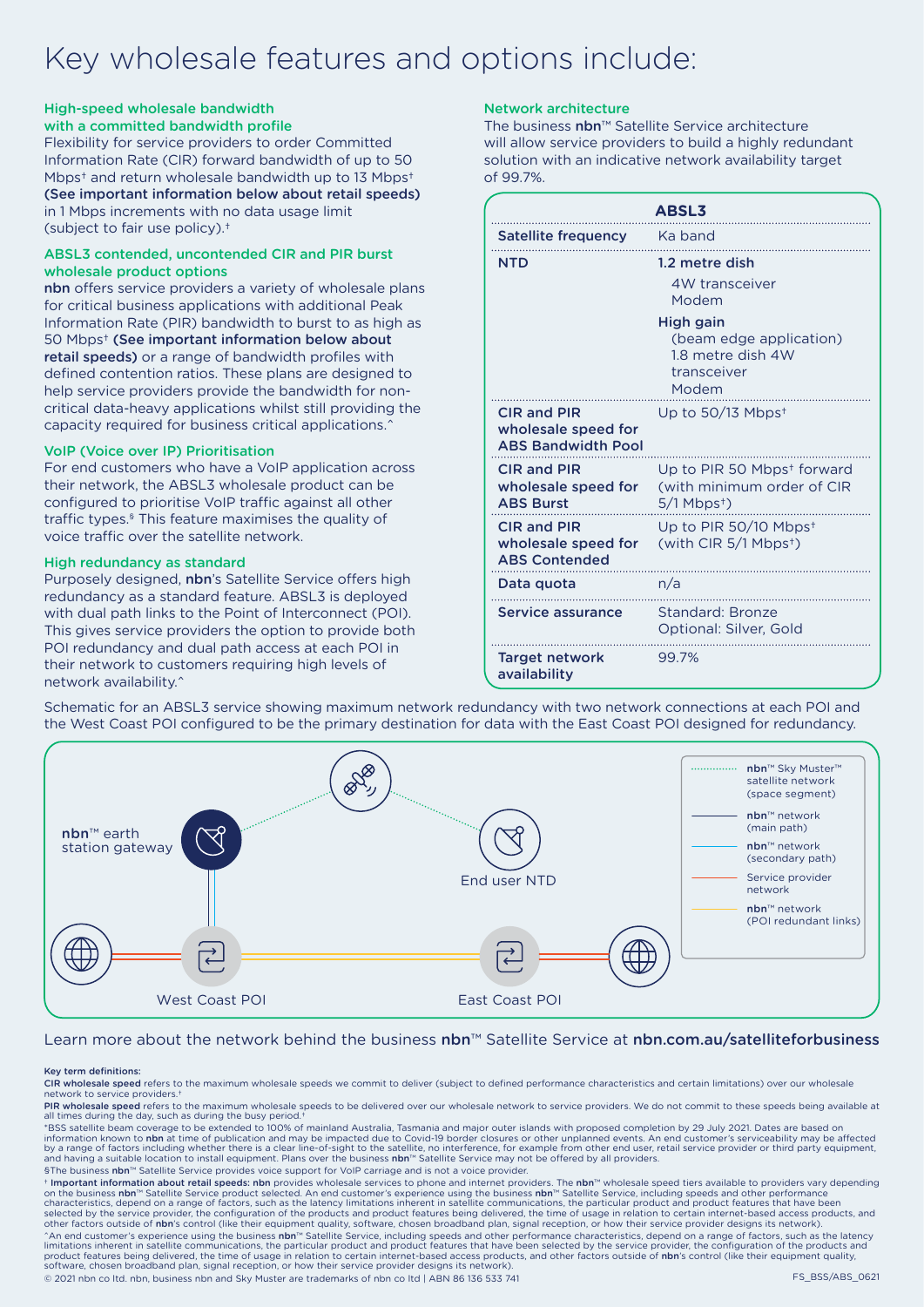# Key wholesale features and options include:

### High-speed wholesale bandwidth with a committed bandwidth profile

Flexibility for service providers to order Committed Information Rate (CIR) forward bandwidth of up to 50 Mbps† and return wholesale bandwidth up to 13 Mbps† **(See important information below about retail speeds)** in 1 Mbps increments with no data usage limit (subject to fair use policy).†

### ABSL3 contended, uncontended CIR and PIR burst wholesale product options

**nbn** offers service providers a variety of wholesale plans for critical business applications with additional Peak Information Rate (PIR) bandwidth to burst to as high as 50 Mbps† **(See important information below about retail speeds)** or a range of bandwidth profiles with defined contention ratios. These plans are designed to help service providers provide the bandwidth for non-critical data-heavy applications whilst still providing the capacity required for business critical applications.^

### VoIP (Voice over IP) Prioritisation

For end customers who have a VoIP application across their network, the ABSL3 wholesale product can be configured to prioritise VoIP traffic against all other traffic types.§ This feature maximises the quality of voice traffic over the satellite network.

### High redundancy as standard

Purposely designed, **nbn**'s Satellite Service offers high redundancy as a standard feature. ABSL3 is deployed with dual path links to the Point of Interconnect (POI). This gives service providers the option to provide both POI redundancy and dual path access at each POI in their network to customers requiring high levels of network availability.^

### Network architecture

The business **nbn**™ Satellite Service architecture will allow service providers to build a highly redundant solution with an indicative network availability target of 99.7%.

| | ABSL3 |
|---|---|
| Satellite frequency | Ka band |
| NTD | **1.2 metre dish**<br>4W transceiver<br>Modem<br>**High gain**<br>(beam edge application)<br>1.8 metre dish 4W transceiver<br>Modem |
| CIR and PIR wholesale speed for ABS Bandwidth Pool | Up to 50/13 Mbps† |
| CIR and PIR wholesale speed for ABS Burst | Up to PIR 50 Mbps† forward (with minimum order of CIR 5/1 Mbps†) |
| CIR and PIR wholesale speed for ABS Contended | Up to PIR 50/10 Mbps† (with CIR 5/1 Mbps†) |
| Data quota | n/a |
| Service assurance | Standard: Bronze<br>Optional: Silver, Gold |
| Target network availability | 99.7% |

Schematic for an ABSL3 service showing maximum network redundancy with two network connections at each POI and the West Coast POI configured to be the primary destination for data with the East Coast POI designed for redundancy.

nbn™ earth station gateway

End user NTD

West Coast POI

East Coast POI

nbn™ Sky Muster™ satellite network (space segment)

nbn™ network (main path)

nbn™ network (secondary path)

Service provider network

nbn™ network (POI redundant links)

Learn more about the network behind the business **nbn**™ Satellite Service at **nbn.com.au/satelliteforbusiness**

**Key term definitions:**

**CIR wholesale speed** refers to the maximum wholesale speeds we commit to deliver (subject to defined performance characteristics and certain limitations) over our wholesale network to service providers.†

**PIR wholesale speed** refers to the maximum wholesale speeds to be delivered over our wholesale network to service providers. We do not commit to these speeds being available at all times during the day, such as during the busy period.†

*BSS satellite beam coverage to be extended to 100% of mainland Australia, Tasmania and major outer islands with proposed completion by 29 July 2021. Dates are based on information known to **nbn** at time of publication and may be impacted due to Covid-19 border closures or other unplanned events. An end customer's serviceability may be affected by a range of factors including whether there is a clear line-of-sight to the satellite, no interference, for example from other end user, retail service provider or third party equipment, and having a suitable location to install equipment. Plans over the business **nbn**™ Satellite Service may not be offered by all providers.

§The business **nbn**™ Satellite Service provides voice support for VoIP carriage and is not a voice provider.

† **Important information about retail speeds: nbn** provides wholesale services to phone and internet providers. The **nbn**™ wholesale speed tiers available to providers vary depending on the business **nbn**™ Satellite Service product selected. An end customer's experience using the business **nbn**™ Satellite Service, including speeds and other performance characteristics, depend on a range of factors, such as the latency limitations inherent in satellite communications, the particular product and product features that have been selected by the service provider, the configuration of the products and product features being delivered, the time of usage in relation to certain internet-based access products, and other factors outside of **nbn**'s control (like their equipment quality, software, chosen broadband plan, signal reception, or how their service provider designs its network).

^An end customer's experience using the business **nbn**™ Satellite Service, including speeds and other performance characteristics, depend on a range of factors, such as the latency limitations inherent in satellite communications, the particular product and product features that have been selected by the service provider, the configuration of the products and product features being delivered, the time of usage in relation to certain internet-based access products, and other factors outside of **nbn**'s control (like their equipment quality, software, chosen broadband plan, signal reception, or how their service provider designs its network).

© 2021 nbn co ltd. nbn, business nbn and Sky Muster are trademarks of nbn co ltd | ABN 86 136 533 741

FS_BSS/ABS_0621